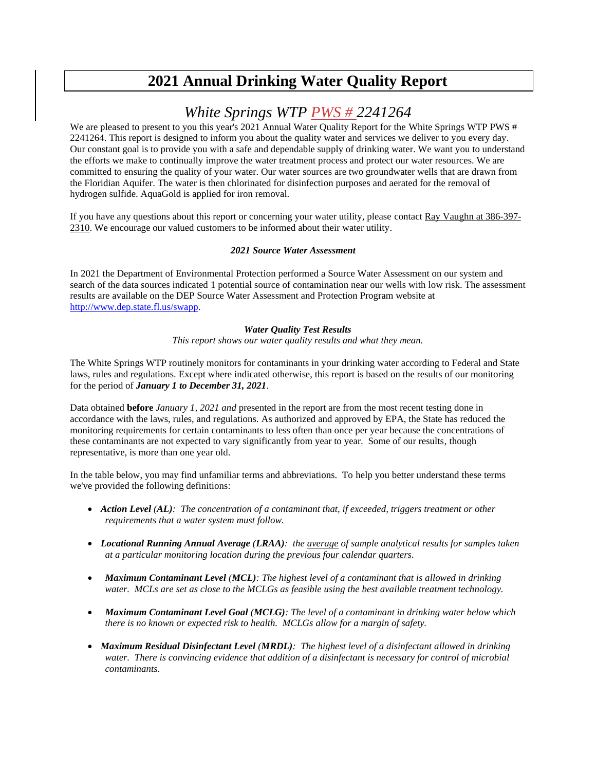# 2021 Annual Drinking Water Quality Report

## *White Springs WTP PWS # 2241264*

We are pleased to present to you this year's 2021 Annual Water Quality Report for the White Springs WTP PWS # 2241264. This report is designed to inform you about the quality water and services we deliver to you every day. Our constant goal is to provide you with a safe and dependable supply of drinking water. We want you to understand the efforts we make to continually improve the water treatment process and protect our water resources. We are committed to ensuring the quality of your water. Our water sources are two groundwater wells that are drawn from the Floridian Aquifer. The water is then chlorinated for disinfection purposes and aerated for the removal of hydrogen sulfide. AquaGold is applied for iron removal.

If you have any questions about this report or concerning your water utility, please contact Ray Vaughn at 386-397-2310. We encourage our valued customers to be informed about their water utility.

***2021 Source Water Assessment***

In 2021 the Department of Environmental Protection performed a Source Water Assessment on our system and search of the data sources indicated 1 potential source of contamination near our wells with low risk. The assessment results are available on the DEP Source Water Assessment and Protection Program website at http://www.dep.state.fl.us/swapp.

***Water Quality Test Results***

*This report shows our water quality results and what they mean.*

The White Springs WTP routinely monitors for contaminants in your drinking water according to Federal and State laws, rules and regulations. Except where indicated otherwise, this report is based on the results of our monitoring for the period of ***January 1 to December 31, 2021***.

Data obtained **before** *January 1, 2021 and* presented in the report are from the most recent testing done in accordance with the laws, rules, and regulations. As authorized and approved by EPA, the State has reduced the monitoring requirements for certain contaminants to less often than once per year because the concentrations of these contaminants are not expected to vary significantly from year to year. Some of our results, though representative, is more than one year old.

In the table below, you may find unfamiliar terms and abbreviations. To help you better understand these terms we've provided the following definitions:

- ***Action Level (AL)****: The concentration of a contaminant that, if exceeded, triggers treatment or other requirements that a water system must follow.*
- ***Locational Running Annual Average (LRAA)****: the average of sample analytical results for samples taken at a particular monitoring location during the previous four calendar quarters.*
- ***Maximum Contaminant Level (MCL)****: The highest level of a contaminant that is allowed in drinking water. MCLs are set as close to the MCLGs as feasible using the best available treatment technology.*
- ***Maximum Contaminant Level Goal (MCLG)****: The level of a contaminant in drinking water below which there is no known or expected risk to health. MCLGs allow for a margin of safety.*
- ***Maximum Residual Disinfectant Level (MRDL)****: The highest level of a disinfectant allowed in drinking water. There is convincing evidence that addition of a disinfectant is necessary for control of microbial contaminants.*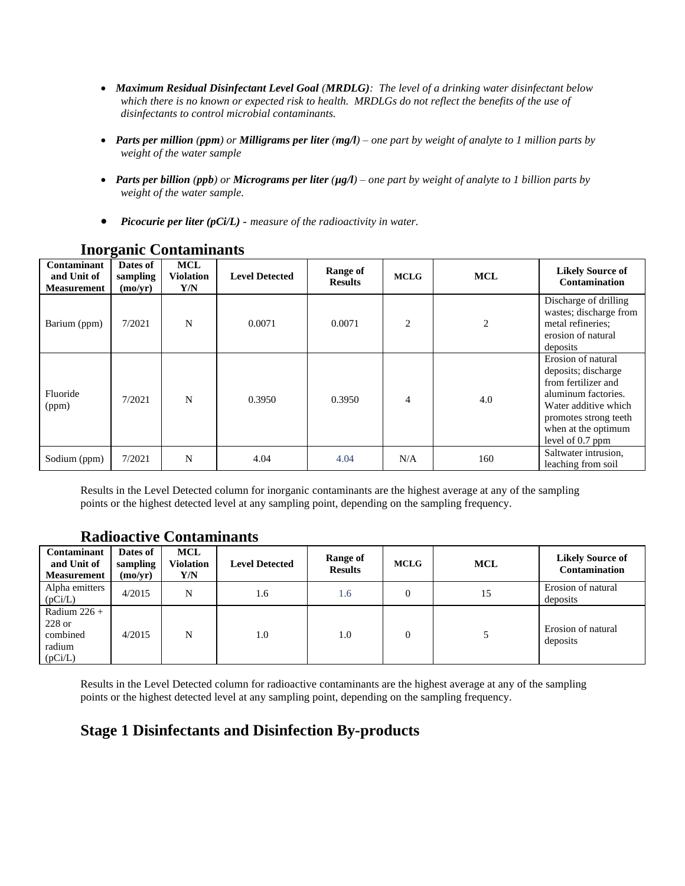- ***Maximum Residual Disinfectant Level Goal (MRDLG)****: The level of a drinking water disinfectant below which there is no known or expected risk to health. MRDLGs do not reflect the benefits of the use of disinfectants to control microbial contaminants.*

- ***Parts per million (ppm)*** *or* ***Milligrams per liter (mg/l)*** *– one part by weight of analyte to 1 million parts by weight of the water sample*

- ***Parts per billion (ppb)*** *or* ***Micrograms per liter (μg/l)*** *– one part by weight of analyte to 1 billion parts by weight of the water sample.*

- ***Picocurie per liter (pCi/L) -*** *measure of the radioactivity in water.*

## Inorganic Contaminants

| Contaminant and Unit of Measurement | Dates of sampling (mo/yr) | MCL Violation Y/N | Level Detected | Range of Results | MCLG | MCL | Likely Source of Contamination |
|---|---|---|---|---|---|---|---|
| Barium (ppm) | 7/2021 | N | 0.0071 | 0.0071 | 2 | 2 | Discharge of drilling wastes; discharge from metal refineries; erosion of natural deposits |
| Fluoride (ppm) | 7/2021 | N | 0.3950 | 0.3950 | 4 | 4.0 | Erosion of natural deposits; discharge from fertilizer and aluminum factories. Water additive which promotes strong teeth when at the optimum level of 0.7 ppm |
| Sodium (ppm) | 7/2021 | N | 4.04 | 4.04 | N/A | 160 | Saltwater intrusion, leaching from soil |

Results in the Level Detected column for inorganic contaminants are the highest average at any of the sampling points or the highest detected level at any sampling point, depending on the sampling frequency.

## Radioactive Contaminants

| Contaminant and Unit of Measurement | Dates of sampling (mo/yr) | MCL Violation Y/N | Level Detected | Range of Results | MCLG | MCL | Likely Source of Contamination |
|---|---|---|---|---|---|---|---|
| Alpha emitters (pCi/L) | 4/2015 | N | 1.6 | 1.6 | 0 | 15 | Erosion of natural deposits |
| Radium 226 + 228 or combined radium (pCi/L) | 4/2015 | N | 1.0 | 1.0 | 0 | 5 | Erosion of natural deposits |

Results in the Level Detected column for radioactive contaminants are the highest average at any of the sampling points or the highest detected level at any sampling point, depending on the sampling frequency.

## Stage 1 Disinfectants and Disinfection By-products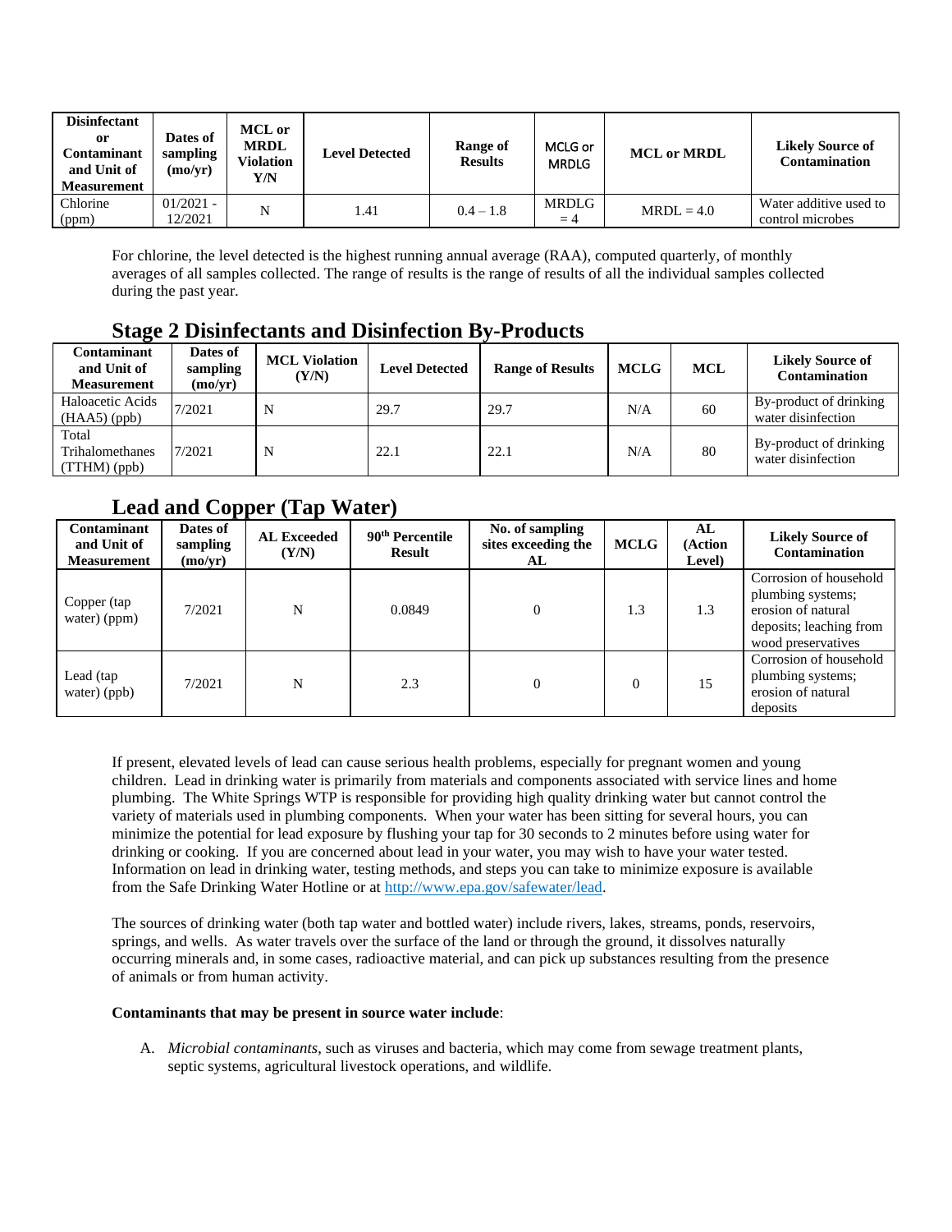| Disinfectant or Contaminant and Unit of Measurement | Dates of sampling (mo/yr) | MCL or MRDL Violation Y/N | Level Detected | Range of Results | MCLG or MRDLG | MCL or MRDL | Likely Source of Contamination |
|---|---|---|---|---|---|---|---|
| Chlorine (ppm) | 01/2021 - 12/2021 | N | 1.41 | 0.4 – 1.8 | MRDLG = 4 | MRDL = 4.0 | Water additive used to control microbes |

For chlorine, the level detected is the highest running annual average (RAA), computed quarterly, of monthly averages of all samples collected. The range of results is the range of results of all the individual samples collected during the past year.

## Stage 2 Disinfectants and Disinfection By-Products

| Contaminant and Unit of Measurement | Dates of sampling (mo/yr) | MCL Violation (Y/N) | Level Detected | Range of Results | MCLG | MCL | Likely Source of Contamination |
|---|---|---|---|---|---|---|---|
| Haloacetic Acids (HAA5) (ppb) | 7/2021 | N | 29.7 | 29.7 | N/A | 60 | By-product of drinking water disinfection |
| Total Trihalomethanes (TTHM) (ppb) | 7/2021 | N | 22.1 | 22.1 | N/A | 80 | By-product of drinking water disinfection |

## Lead and Copper (Tap Water)

| Contaminant and Unit of Measurement | Dates of sampling (mo/yr) | AL Exceeded (Y/N) | 90th Percentile Result | No. of sampling sites exceeding the AL | MCLG | AL (Action Level) | Likely Source of Contamination |
|---|---|---|---|---|---|---|---|
| Copper (tap water) (ppm) | 7/2021 | N | 0.0849 | 0 | 1.3 | 1.3 | Corrosion of household plumbing systems; erosion of natural deposits; leaching from wood preservatives |
| Lead (tap water) (ppb) | 7/2021 | N | 2.3 | 0 | 0 | 15 | Corrosion of household plumbing systems; erosion of natural deposits |

If present, elevated levels of lead can cause serious health problems, especially for pregnant women and young children. Lead in drinking water is primarily from materials and components associated with service lines and home plumbing. The White Springs WTP is responsible for providing high quality drinking water but cannot control the variety of materials used in plumbing components. When your water has been sitting for several hours, you can minimize the potential for lead exposure by flushing your tap for 30 seconds to 2 minutes before using water for drinking or cooking. If you are concerned about lead in your water, you may wish to have your water tested. Information on lead in drinking water, testing methods, and steps you can take to minimize exposure is available from the Safe Drinking Water Hotline or at http://www.epa.gov/safewater/lead.

The sources of drinking water (both tap water and bottled water) include rivers, lakes, streams, ponds, reservoirs, springs, and wells. As water travels over the surface of the land or through the ground, it dissolves naturally occurring minerals and, in some cases, radioactive material, and can pick up substances resulting from the presence of animals or from human activity.

**Contaminants that may be present in source water include**:

A. *Microbial contaminants*, such as viruses and bacteria, which may come from sewage treatment plants, septic systems, agricultural livestock operations, and wildlife.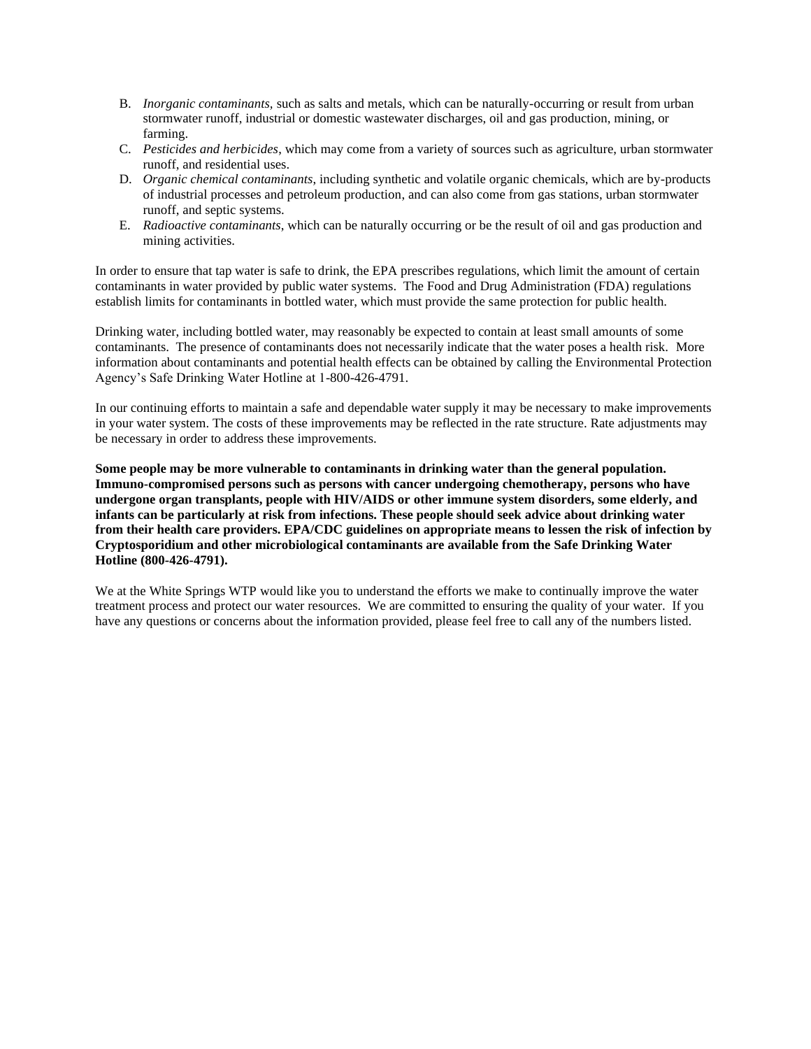B. *Inorganic contaminants,* such as salts and metals, which can be naturally-occurring or result from urban stormwater runoff, industrial or domestic wastewater discharges, oil and gas production, mining, or farming.
C. *Pesticides and herbicides*, which may come from a variety of sources such as agriculture, urban stormwater runoff, and residential uses.
D. *Organic chemical contaminants*, including synthetic and volatile organic chemicals, which are by-products of industrial processes and petroleum production, and can also come from gas stations, urban stormwater runoff, and septic systems.
E. *Radioactive contaminants*, which can be naturally occurring or be the result of oil and gas production and mining activities.

In order to ensure that tap water is safe to drink, the EPA prescribes regulations, which limit the amount of certain contaminants in water provided by public water systems. The Food and Drug Administration (FDA) regulations establish limits for contaminants in bottled water, which must provide the same protection for public health.

Drinking water, including bottled water, may reasonably be expected to contain at least small amounts of some contaminants. The presence of contaminants does not necessarily indicate that the water poses a health risk. More information about contaminants and potential health effects can be obtained by calling the Environmental Protection Agency's Safe Drinking Water Hotline at 1-800-426-4791.

In our continuing efforts to maintain a safe and dependable water supply it may be necessary to make improvements in your water system. The costs of these improvements may be reflected in the rate structure. Rate adjustments may be necessary in order to address these improvements.

**Some people may be more vulnerable to contaminants in drinking water than the general population. Immuno-compromised persons such as persons with cancer undergoing chemotherapy, persons who have undergone organ transplants, people with HIV/AIDS or other immune system disorders, some elderly, and infants can be particularly at risk from infections. These people should seek advice about drinking water from their health care providers. EPA/CDC guidelines on appropriate means to lessen the risk of infection by Cryptosporidium and other microbiological contaminants are available from the Safe Drinking Water Hotline (800-426-4791).**

We at the White Springs WTP would like you to understand the efforts we make to continually improve the water treatment process and protect our water resources. We are committed to ensuring the quality of your water. If you have any questions or concerns about the information provided, please feel free to call any of the numbers listed.